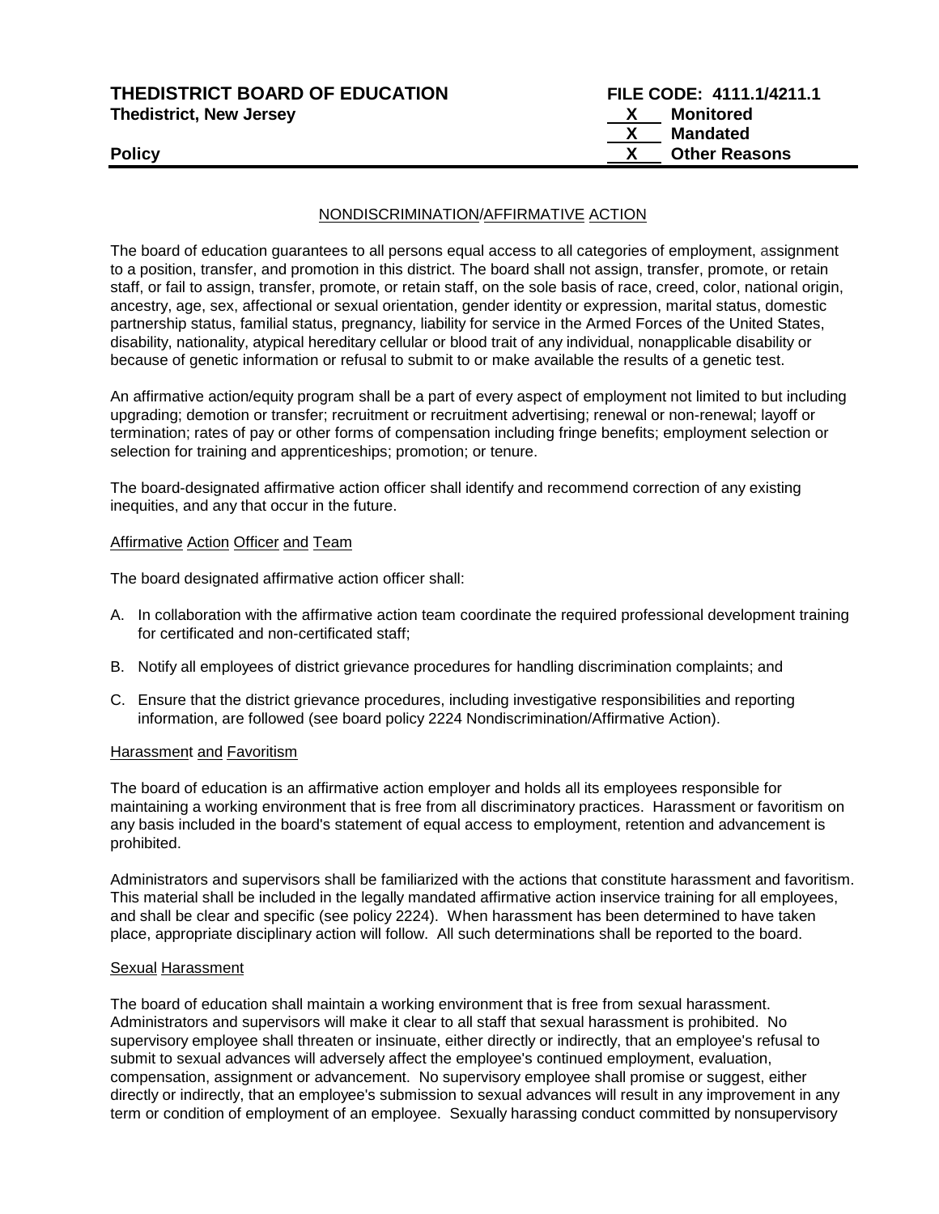**THEDISTRICT BOARD OF EDUCATION**
**Thedistrict, New Jersey**

**Policy**

**FILE CODE: 4111.1/4211.1**
**X Monitored**
**X Mandated**
**X Other Reasons**

## NONDISCRIMINATION/AFFIRMATIVE ACTION

The board of education guarantees to all persons equal access to all categories of employment, assignment to a position, transfer, and promotion in this district. The board shall not assign, transfer, promote, or retain staff, or fail to assign, transfer, promote, or retain staff, on the sole basis of race, creed, color, national origin, ancestry, age, sex, affectional or sexual orientation, gender identity or expression, marital status, domestic partnership status, familial status, pregnancy, liability for service in the Armed Forces of the United States, disability, nationality, atypical hereditary cellular or blood trait of any individual, nonapplicable disability or because of genetic information or refusal to submit to or make available the results of a genetic test.

An affirmative action/equity program shall be a part of every aspect of employment not limited to but including upgrading; demotion or transfer; recruitment or recruitment advertising; renewal or non-renewal; layoff or termination; rates of pay or other forms of compensation including fringe benefits; employment selection or selection for training and apprenticeships; promotion; or tenure.

The board-designated affirmative action officer shall identify and recommend correction of any existing inequities, and any that occur in the future.

### Affirmative Action Officer and Team

The board designated affirmative action officer shall:

A. In collaboration with the affirmative action team coordinate the required professional development training for certificated and non-certificated staff;

B. Notify all employees of district grievance procedures for handling discrimination complaints; and

C. Ensure that the district grievance procedures, including investigative responsibilities and reporting information, are followed (see board policy 2224 Nondiscrimination/Affirmative Action).

### Harassment and Favoritism

The board of education is an affirmative action employer and holds all its employees responsible for maintaining a working environment that is free from all discriminatory practices. Harassment or favoritism on any basis included in the board's statement of equal access to employment, retention and advancement is prohibited.

Administrators and supervisors shall be familiarized with the actions that constitute harassment and favoritism. This material shall be included in the legally mandated affirmative action inservice training for all employees, and shall be clear and specific (see policy 2224). When harassment has been determined to have taken place, appropriate disciplinary action will follow. All such determinations shall be reported to the board.

### Sexual Harassment

The board of education shall maintain a working environment that is free from sexual harassment. Administrators and supervisors will make it clear to all staff that sexual harassment is prohibited. No supervisory employee shall threaten or insinuate, either directly or indirectly, that an employee's refusal to submit to sexual advances will adversely affect the employee's continued employment, evaluation, compensation, assignment or advancement. No supervisory employee shall promise or suggest, either directly or indirectly, that an employee's submission to sexual advances will result in any improvement in any term or condition of employment of an employee. Sexually harassing conduct committed by nonsupervisory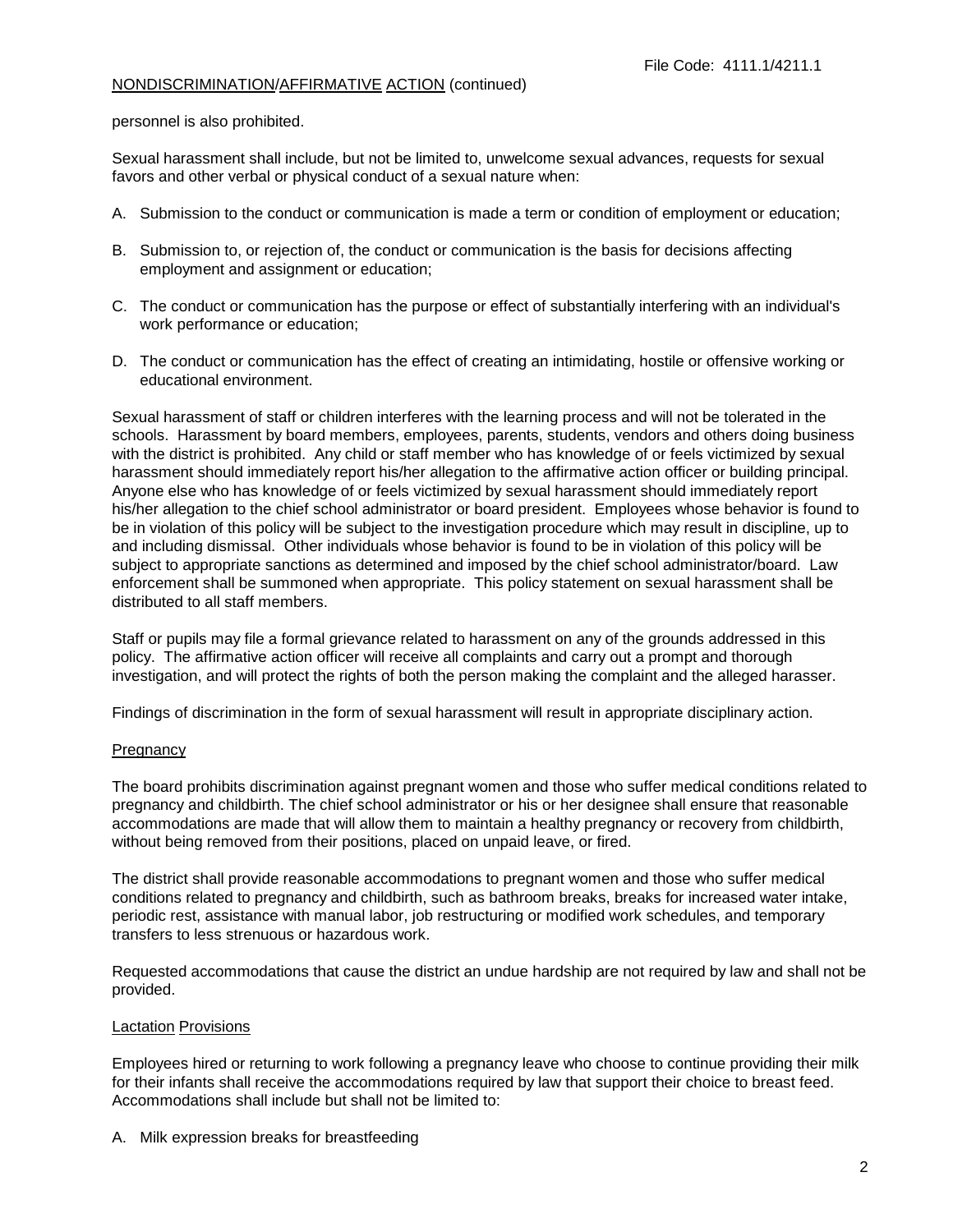personnel is also prohibited.

Sexual harassment shall include, but not be limited to, unwelcome sexual advances, requests for sexual favors and other verbal or physical conduct of a sexual nature when:

A. Submission to the conduct or communication is made a term or condition of employment or education;

B. Submission to, or rejection of, the conduct or communication is the basis for decisions affecting employment and assignment or education;

C. The conduct or communication has the purpose or effect of substantially interfering with an individual's work performance or education;

D. The conduct or communication has the effect of creating an intimidating, hostile or offensive working or educational environment.

Sexual harassment of staff or children interferes with the learning process and will not be tolerated in the schools. Harassment by board members, employees, parents, students, vendors and others doing business with the district is prohibited. Any child or staff member who has knowledge of or feels victimized by sexual harassment should immediately report his/her allegation to the affirmative action officer or building principal. Anyone else who has knowledge of or feels victimized by sexual harassment should immediately report his/her allegation to the chief school administrator or board president. Employees whose behavior is found to be in violation of this policy will be subject to the investigation procedure which may result in discipline, up to and including dismissal. Other individuals whose behavior is found to be in violation of this policy will be subject to appropriate sanctions as determined and imposed by the chief school administrator/board. Law enforcement shall be summoned when appropriate. This policy statement on sexual harassment shall be distributed to all staff members.

Staff or pupils may file a formal grievance related to harassment on any of the grounds addressed in this policy. The affirmative action officer will receive all complaints and carry out a prompt and thorough investigation, and will protect the rights of both the person making the complaint and the alleged harasser.

Findings of discrimination in the form of sexual harassment will result in appropriate disciplinary action.

## Pregnancy

The board prohibits discrimination against pregnant women and those who suffer medical conditions related to pregnancy and childbirth. The chief school administrator or his or her designee shall ensure that reasonable accommodations are made that will allow them to maintain a healthy pregnancy or recovery from childbirth, without being removed from their positions, placed on unpaid leave, or fired.

The district shall provide reasonable accommodations to pregnant women and those who suffer medical conditions related to pregnancy and childbirth, such as bathroom breaks, breaks for increased water intake, periodic rest, assistance with manual labor, job restructuring or modified work schedules, and temporary transfers to less strenuous or hazardous work.

Requested accommodations that cause the district an undue hardship are not required by law and shall not be provided.

## Lactation Provisions

Employees hired or returning to work following a pregnancy leave who choose to continue providing their milk for their infants shall receive the accommodations required by law that support their choice to breast feed. Accommodations shall include but shall not be limited to:

A. Milk expression breaks for breastfeeding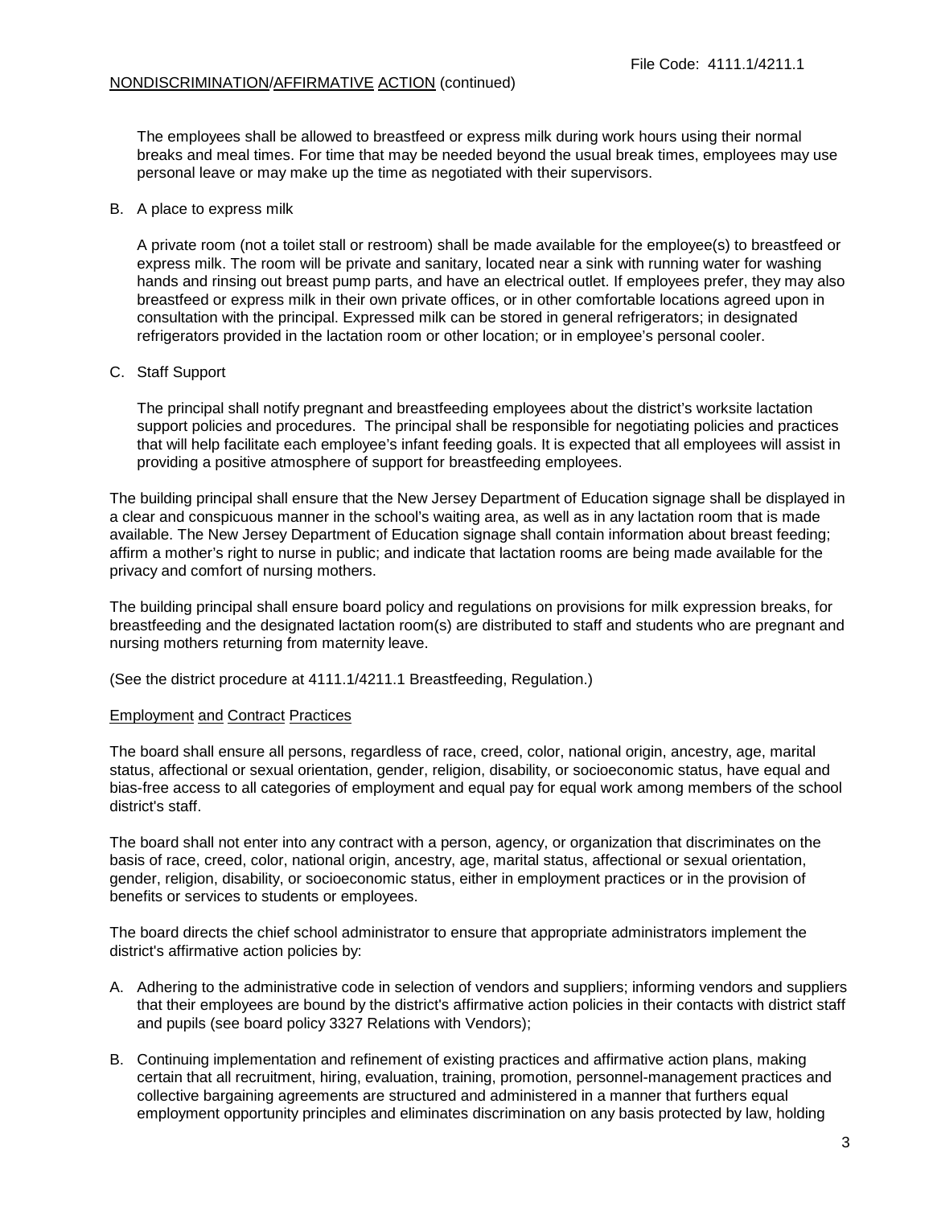The employees shall be allowed to breastfeed or express milk during work hours using their normal breaks and meal times. For time that may be needed beyond the usual break times, employees may use personal leave or may make up the time as negotiated with their supervisors.

B. A place to express milk

   A private room (not a toilet stall or restroom) shall be made available for the employee(s) to breastfeed or express milk. The room will be private and sanitary, located near a sink with running water for washing hands and rinsing out breast pump parts, and have an electrical outlet. If employees prefer, they may also breastfeed or express milk in their own private offices, or in other comfortable locations agreed upon in consultation with the principal. Expressed milk can be stored in general refrigerators; in designated refrigerators provided in the lactation room or other location; or in employee's personal cooler.

C. Staff Support

   The principal shall notify pregnant and breastfeeding employees about the district's worksite lactation support policies and procedures. The principal shall be responsible for negotiating policies and practices that will help facilitate each employee's infant feeding goals. It is expected that all employees will assist in providing a positive atmosphere of support for breastfeeding employees.

The building principal shall ensure that the New Jersey Department of Education signage shall be displayed in a clear and conspicuous manner in the school's waiting area, as well as in any lactation room that is made available. The New Jersey Department of Education signage shall contain information about breast feeding; affirm a mother's right to nurse in public; and indicate that lactation rooms are being made available for the privacy and comfort of nursing mothers.

The building principal shall ensure board policy and regulations on provisions for milk expression breaks, for breastfeeding and the designated lactation room(s) are distributed to staff and students who are pregnant and nursing mothers returning from maternity leave.

(See the district procedure at 4111.1/4211.1 Breastfeeding, Regulation.)

## Employment and Contract Practices

The board shall ensure all persons, regardless of race, creed, color, national origin, ancestry, age, marital status, affectional or sexual orientation, gender, religion, disability, or socioeconomic status, have equal and bias-free access to all categories of employment and equal pay for equal work among members of the school district's staff.

The board shall not enter into any contract with a person, agency, or organization that discriminates on the basis of race, creed, color, national origin, ancestry, age, marital status, affectional or sexual orientation, gender, religion, disability, or socioeconomic status, either in employment practices or in the provision of benefits or services to students or employees.

The board directs the chief school administrator to ensure that appropriate administrators implement the district's affirmative action policies by:

A. Adhering to the administrative code in selection of vendors and suppliers; informing vendors and suppliers that their employees are bound by the district's affirmative action policies in their contacts with district staff and pupils (see board policy 3327 Relations with Vendors);

B. Continuing implementation and refinement of existing practices and affirmative action plans, making certain that all recruitment, hiring, evaluation, training, promotion, personnel-management practices and collective bargaining agreements are structured and administered in a manner that furthers equal employment opportunity principles and eliminates discrimination on any basis protected by law, holding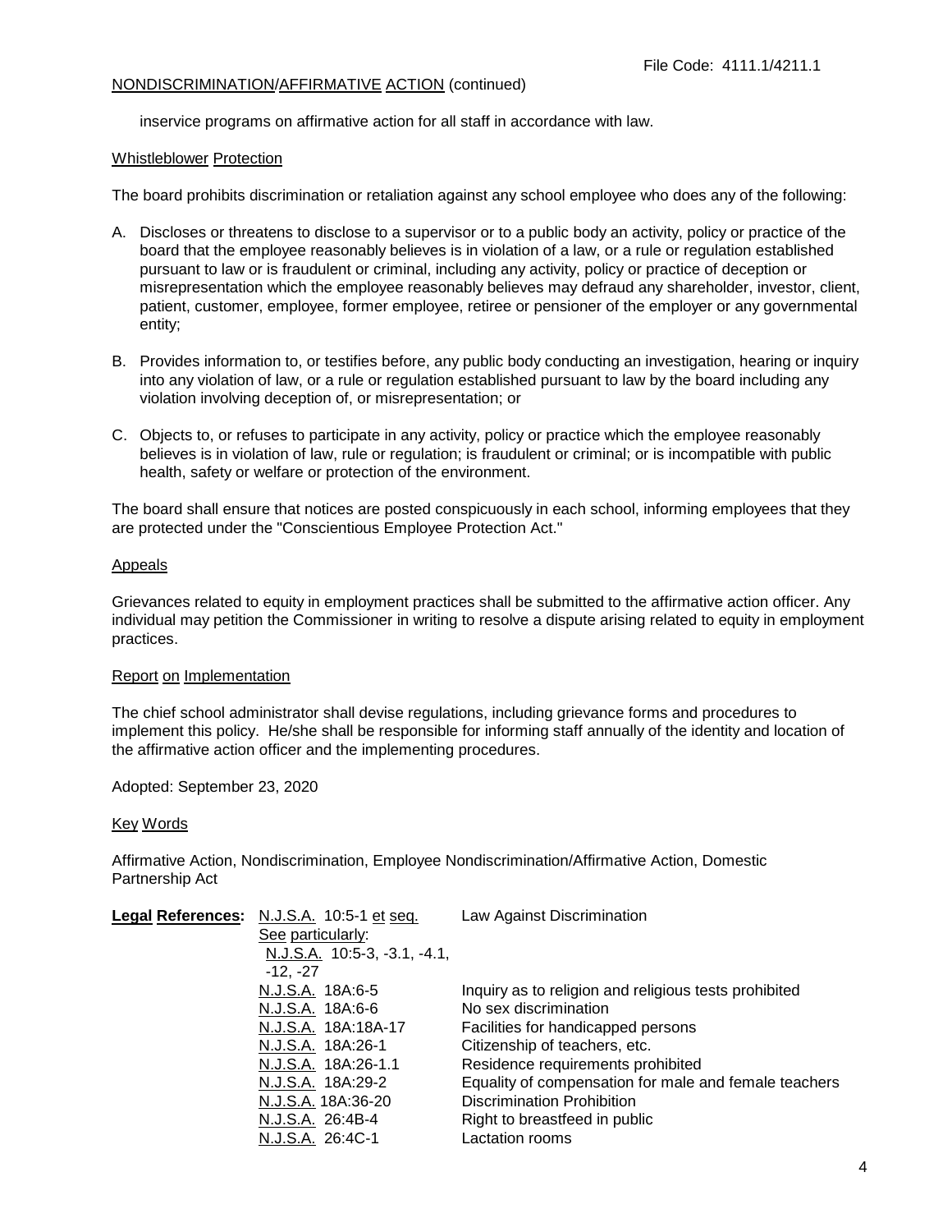File Code: 4111.1/4211.1

NONDISCRIMINATION/AFFIRMATIVE ACTION (continued)

inservice programs on affirmative action for all staff in accordance with law.

Whistleblower Protection

The board prohibits discrimination or retaliation against any school employee who does any of the following:

A. Discloses or threatens to disclose to a supervisor or to a public body an activity, policy or practice of the board that the employee reasonably believes is in violation of a law, or a rule or regulation established pursuant to law or is fraudulent or criminal, including any activity, policy or practice of deception or misrepresentation which the employee reasonably believes may defraud any shareholder, investor, client, patient, customer, employee, former employee, retiree or pensioner of the employer or any governmental entity;

B. Provides information to, or testifies before, any public body conducting an investigation, hearing or inquiry into any violation of law, or a rule or regulation established pursuant to law by the board including any violation involving deception of, or misrepresentation; or

C. Objects to, or refuses to participate in any activity, policy or practice which the employee reasonably believes is in violation of law, rule or regulation; is fraudulent or criminal; or is incompatible with public health, safety or welfare or protection of the environment.

The board shall ensure that notices are posted conspicuously in each school, informing employees that they are protected under the "Conscientious Employee Protection Act."

Appeals

Grievances related to equity in employment practices shall be submitted to the affirmative action officer. Any individual may petition the Commissioner in writing to resolve a dispute arising related to equity in employment practices.

Report on Implementation

The chief school administrator shall devise regulations, including grievance forms and procedures to implement this policy. He/she shall be responsible for informing staff annually of the identity and location of the affirmative action officer and the implementing procedures.

Adopted: September 23, 2020

Key Words

Affirmative Action, Nondiscrimination, Employee Nondiscrimination/Affirmative Action, Domestic Partnership Act

| **Legal References:** | N.J.S.A. 10:5-1 et seq. | Law Against Discrimination |
|---|---|---|
| | See particularly: N.J.S.A. 10:5-3, -3.1, -4.1, -12, -27 | |
| | N.J.S.A. 18A:6-5 | Inquiry as to religion and religious tests prohibited |
| | N.J.S.A. 18A:6-6 | No sex discrimination |
| | N.J.S.A. 18A:18A-17 | Facilities for handicapped persons |
| | N.J.S.A. 18A:26-1 | Citizenship of teachers, etc. |
| | N.J.S.A. 18A:26-1.1 | Residence requirements prohibited |
| | N.J.S.A. 18A:29-2 | Equality of compensation for male and female teachers |
| | N.J.S.A. 18A:36-20 | Discrimination Prohibition |
| | N.J.S.A. 26:4B-4 | Right to breastfeed in public |
| | N.J.S.A. 26:4C-1 | Lactation rooms |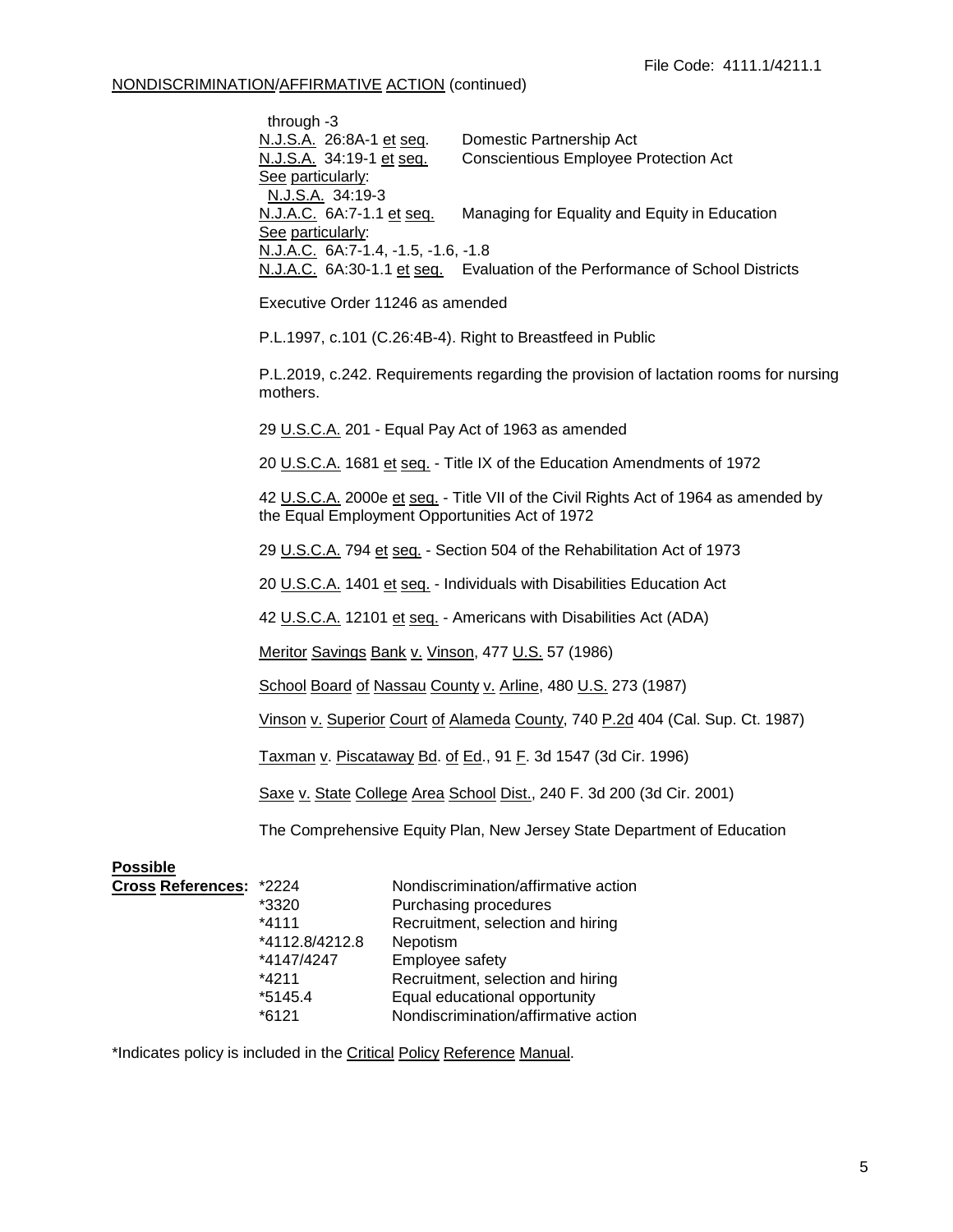NONDISCRIMINATION/AFFIRMATIVE ACTION (continued)

through -3

| | |
|---|---|
| N.J.S.A. 26:8A-1 et seq. | Domestic Partnership Act |
| N.J.S.A. 34:19-1 et seq. | Conscientious Employee Protection Act |
| See particularly: N.J.S.A. 34:19-3 | |
| N.J.A.C. 6A:7-1.1 et seq. | Managing for Equality and Equity in Education |
| See particularly: N.J.A.C. 6A:7-1.4, -1.5, -1.6, -1.8 | |
| N.J.A.C. 6A:30-1.1 et seq. | Evaluation of the Performance of School Districts |

Executive Order 11246 as amended

P.L.1997, c.101 (C.26:4B-4). Right to Breastfeed in Public

P.L.2019, c.242. Requirements regarding the provision of lactation rooms for nursing mothers.

29 U.S.C.A. 201 - Equal Pay Act of 1963 as amended

20 U.S.C.A. 1681 et seq. - Title IX of the Education Amendments of 1972

42 U.S.C.A. 2000e et seq. - Title VII of the Civil Rights Act of 1964 as amended by the Equal Employment Opportunities Act of 1972

29 U.S.C.A. 794 et seq. - Section 504 of the Rehabilitation Act of 1973

20 U.S.C.A. 1401 et seq. - Individuals with Disabilities Education Act

42 U.S.C.A. 12101 et seq. - Americans with Disabilities Act (ADA)

Meritor Savings Bank v. Vinson, 477 U.S. 57 (1986)

School Board of Nassau County v. Arline, 480 U.S. 273 (1987)

Vinson v. Superior Court of Alameda County, 740 P.2d 404 (Cal. Sup. Ct. 1987)

Taxman v. Piscataway Bd. of Ed., 91 F. 3d 1547 (3d Cir. 1996)

Saxe v. State College Area School Dist., 240 F. 3d 200 (3d Cir. 2001)

The Comprehensive Equity Plan, New Jersey State Department of Education

**Possible Cross References:**

| | |
|---|---|
| *2224 | Nondiscrimination/affirmative action |
| *3320 | Purchasing procedures |
| *4111 | Recruitment, selection and hiring |
| *4112.8/4212.8 | Nepotism |
| *4147/4247 | Employee safety |
| *4211 | Recruitment, selection and hiring |
| *5145.4 | Equal educational opportunity |
| *6121 | Nondiscrimination/affirmative action |

*Indicates policy is included in the Critical Policy Reference Manual.